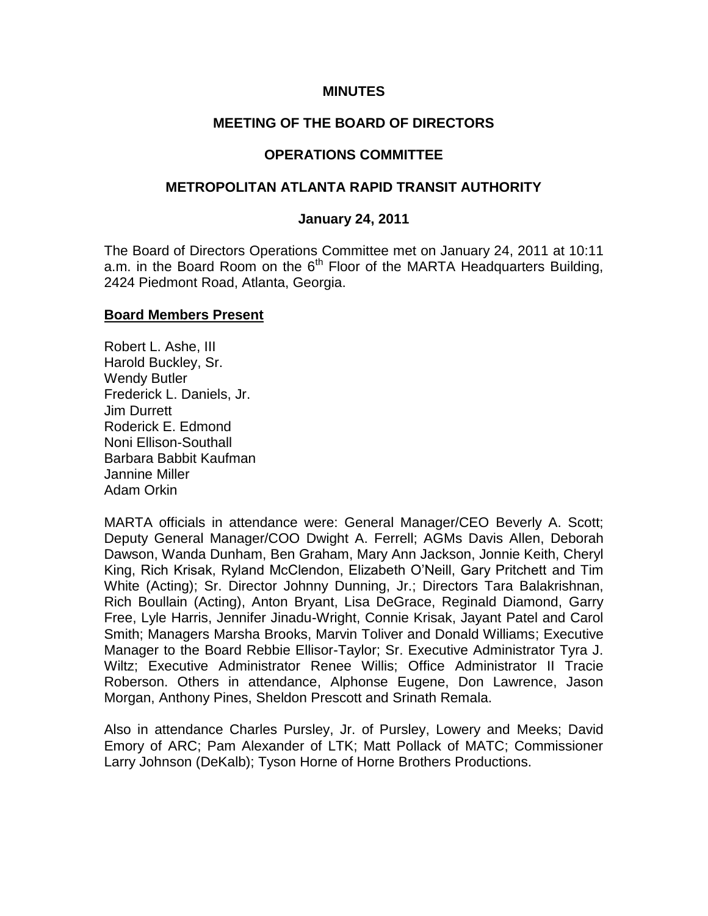**MINUTES**

**MEETING OF THE BOARD OF DIRECTORS**

**OPERATIONS COMMITTEE**

**METROPOLITAN ATLANTA RAPID TRANSIT AUTHORITY**

**January 24, 2011**

The Board of Directors Operations Committee met on January 24, 2011 at 10:11 a.m. in the Board Room on the 6th Floor of the MARTA Headquarters Building, 2424 Piedmont Road, Atlanta, Georgia.

**Board Members Present**

Robert L. Ashe, III
Harold Buckley, Sr.
Wendy Butler
Frederick L. Daniels, Jr.
Jim Durrett
Roderick E. Edmond
Noni Ellison-Southall
Barbara Babbit Kaufman
Jannine Miller
Adam Orkin

MARTA officials in attendance were: General Manager/CEO Beverly A. Scott; Deputy General Manager/COO Dwight A. Ferrell; AGMs Davis Allen, Deborah Dawson, Wanda Dunham, Ben Graham, Mary Ann Jackson, Jonnie Keith, Cheryl King, Rich Krisak, Ryland McClendon, Elizabeth O'Neill, Gary Pritchett and Tim White (Acting); Sr. Director Johnny Dunning, Jr.; Directors Tara Balakrishnan, Rich Boullain (Acting), Anton Bryant, Lisa DeGrace, Reginald Diamond, Garry Free, Lyle Harris, Jennifer Jinadu-Wright, Connie Krisak, Jayant Patel and Carol Smith; Managers Marsha Brooks, Marvin Toliver and Donald Williams; Executive Manager to the Board Rebbie Ellisor-Taylor; Sr. Executive Administrator Tyra J. Wiltz; Executive Administrator Renee Willis; Office Administrator II Tracie Roberson. Others in attendance, Alphonse Eugene, Don Lawrence, Jason Morgan, Anthony Pines, Sheldon Prescott and Srinath Remala.

Also in attendance Charles Pursley, Jr. of Pursley, Lowery and Meeks; David Emory of ARC; Pam Alexander of LTK; Matt Pollack of MATC; Commissioner Larry Johnson (DeKalb); Tyson Horne of Horne Brothers Productions.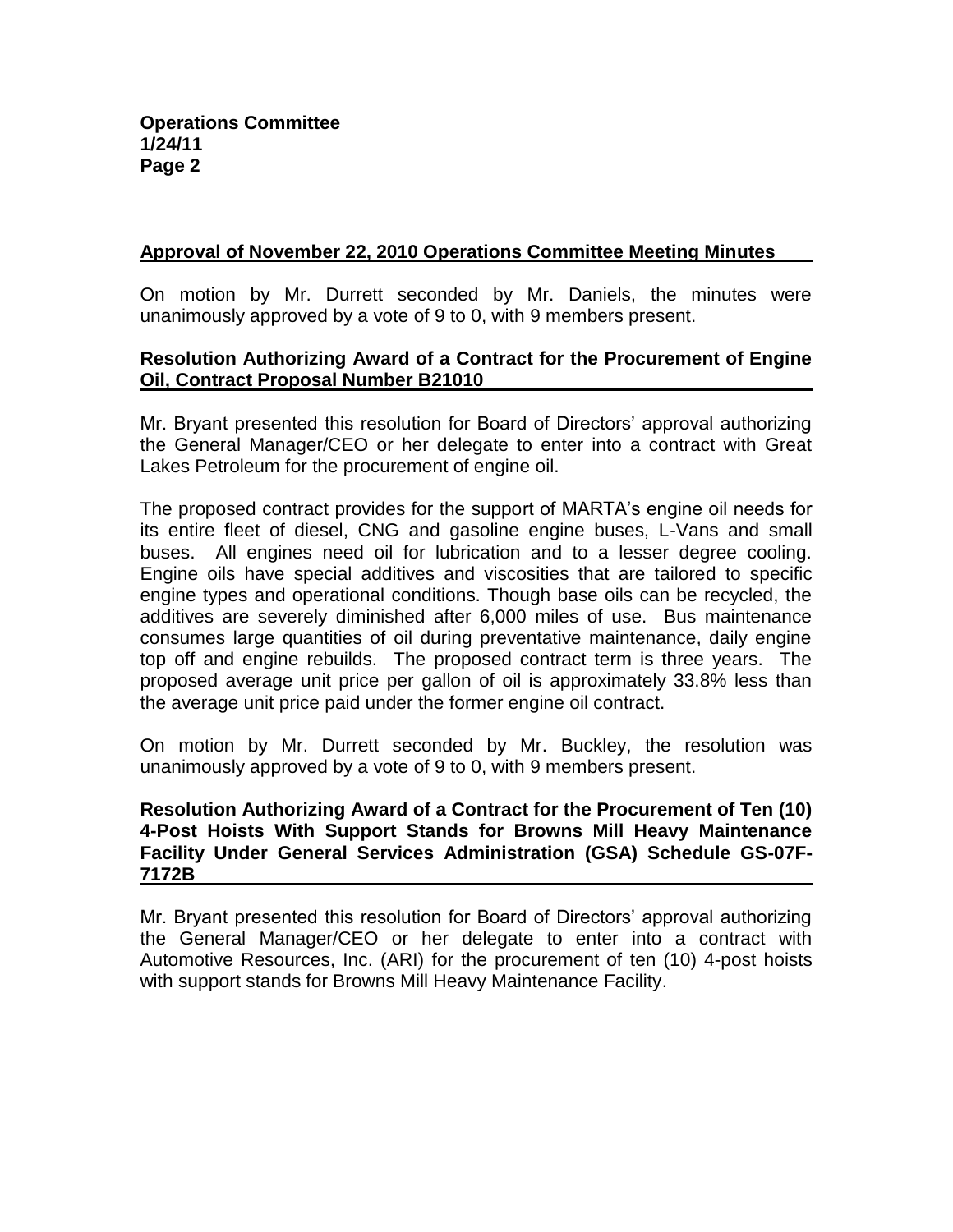## Approval of November 22, 2010 Operations Committee Meeting Minutes

On motion by Mr. Durrett seconded by Mr. Daniels, the minutes were unanimously approved by a vote of 9 to 0, with 9 members present.

## Resolution Authorizing Award of a Contract for the Procurement of Engine Oil, Contract Proposal Number B21010

Mr. Bryant presented this resolution for Board of Directors' approval authorizing the General Manager/CEO or her delegate to enter into a contract with Great Lakes Petroleum for the procurement of engine oil.

The proposed contract provides for the support of MARTA's engine oil needs for its entire fleet of diesel, CNG and gasoline engine buses, L-Vans and small buses. All engines need oil for lubrication and to a lesser degree cooling. Engine oils have special additives and viscosities that are tailored to specific engine types and operational conditions. Though base oils can be recycled, the additives are severely diminished after 6,000 miles of use. Bus maintenance consumes large quantities of oil during preventative maintenance, daily engine top off and engine rebuilds. The proposed contract term is three years. The proposed average unit price per gallon of oil is approximately 33.8% less than the average unit price paid under the former engine oil contract.

On motion by Mr. Durrett seconded by Mr. Buckley, the resolution was unanimously approved by a vote of 9 to 0, with 9 members present.

## Resolution Authorizing Award of a Contract for the Procurement of Ten (10) 4-Post Hoists With Support Stands for Browns Mill Heavy Maintenance Facility Under General Services Administration (GSA) Schedule GS-07F-7172B

Mr. Bryant presented this resolution for Board of Directors' approval authorizing the General Manager/CEO or her delegate to enter into a contract with Automotive Resources, Inc. (ARI) for the procurement of ten (10) 4-post hoists with support stands for Browns Mill Heavy Maintenance Facility.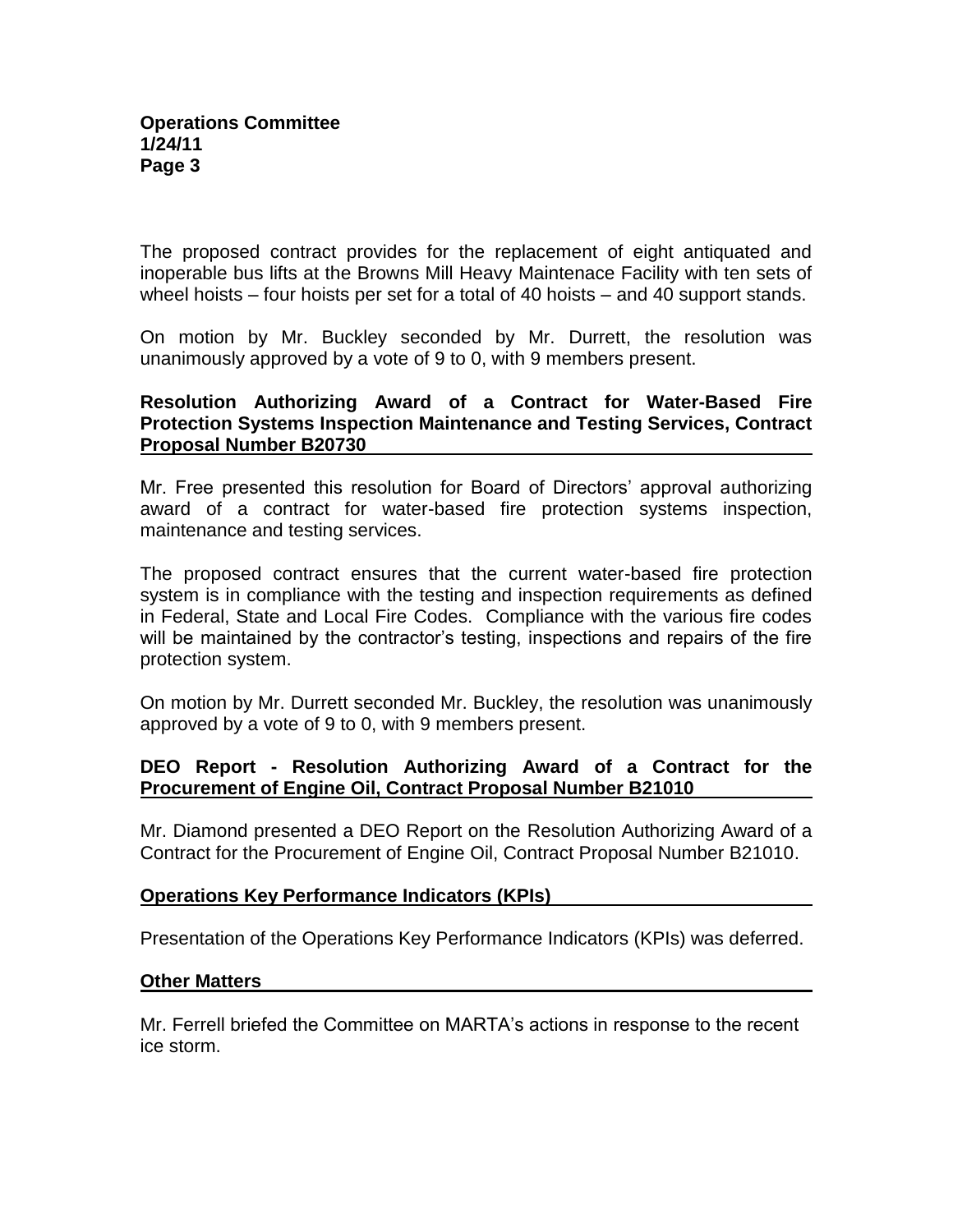The proposed contract provides for the replacement of eight antiquated and inoperable bus lifts at the Browns Mill Heavy Maintenace Facility with ten sets of wheel hoists – four hoists per set for a total of 40 hoists – and 40 support stands.

On motion by Mr. Buckley seconded by Mr. Durrett, the resolution was unanimously approved by a vote of 9 to 0, with 9 members present.

**Resolution Authorizing Award of a Contract for Water-Based Fire Protection Systems Inspection Maintenance and Testing Services, Contract Proposal Number B20730**

Mr. Free presented this resolution for Board of Directors' approval authorizing award of a contract for water-based fire protection systems inspection, maintenance and testing services.

The proposed contract ensures that the current water-based fire protection system is in compliance with the testing and inspection requirements as defined in Federal, State and Local Fire Codes. Compliance with the various fire codes will be maintained by the contractor's testing, inspections and repairs of the fire protection system.

On motion by Mr. Durrett seconded Mr. Buckley, the resolution was unanimously approved by a vote of 9 to 0, with 9 members present.

**DEO Report - Resolution Authorizing Award of a Contract for the Procurement of Engine Oil, Contract Proposal Number B21010**

Mr. Diamond presented a DEO Report on the Resolution Authorizing Award of a Contract for the Procurement of Engine Oil, Contract Proposal Number B21010.

**Operations Key Performance Indicators (KPIs)**

Presentation of the Operations Key Performance Indicators (KPIs) was deferred.

**Other Matters**

Mr. Ferrell briefed the Committee on MARTA's actions in response to the recent ice storm.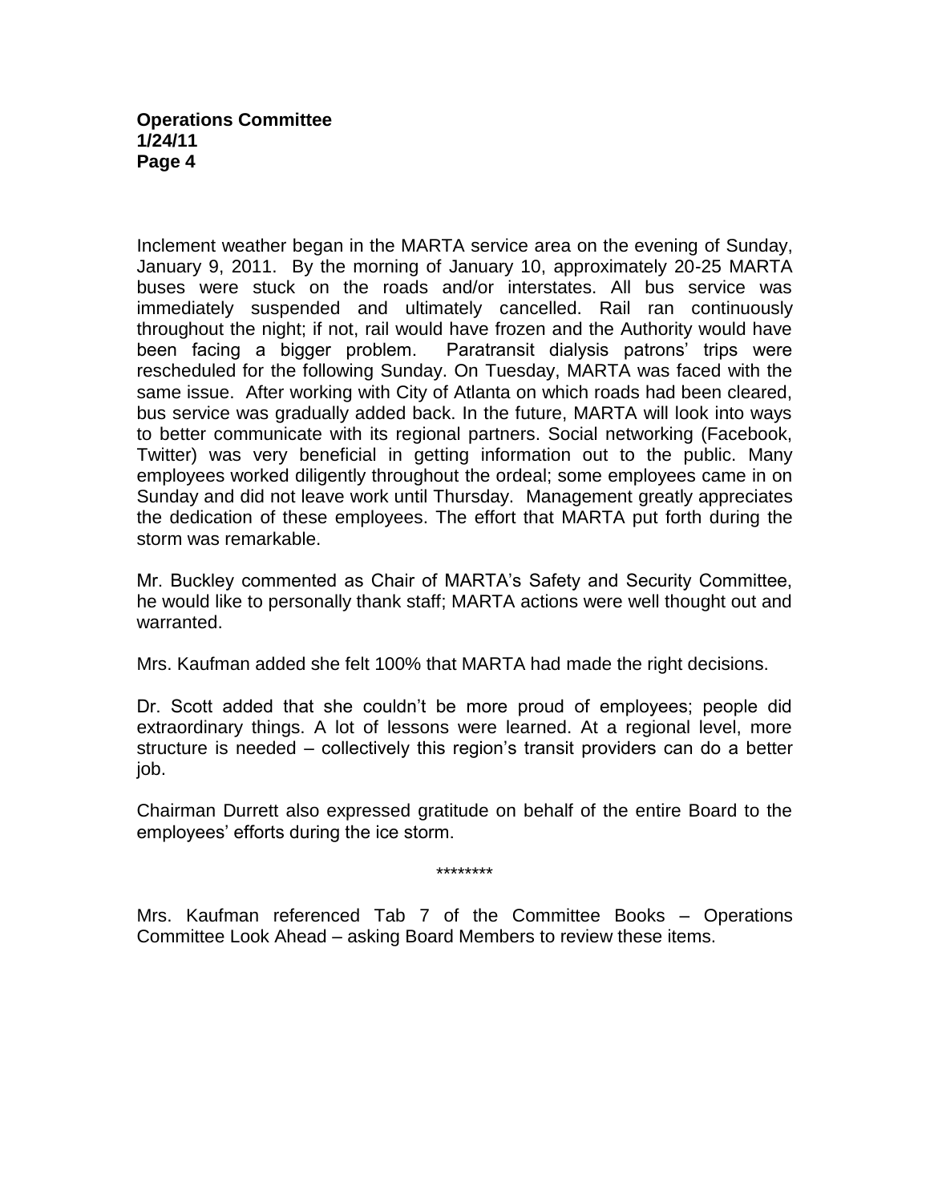Inclement weather began in the MARTA service area on the evening of Sunday, January 9, 2011. By the morning of January 10, approximately 20-25 MARTA buses were stuck on the roads and/or interstates. All bus service was immediately suspended and ultimately cancelled. Rail ran continuously throughout the night; if not, rail would have frozen and the Authority would have been facing a bigger problem. Paratransit dialysis patrons' trips were rescheduled for the following Sunday. On Tuesday, MARTA was faced with the same issue. After working with City of Atlanta on which roads had been cleared, bus service was gradually added back. In the future, MARTA will look into ways to better communicate with its regional partners. Social networking (Facebook, Twitter) was very beneficial in getting information out to the public. Many employees worked diligently throughout the ordeal; some employees came in on Sunday and did not leave work until Thursday. Management greatly appreciates the dedication of these employees. The effort that MARTA put forth during the storm was remarkable.

Mr. Buckley commented as Chair of MARTA's Safety and Security Committee, he would like to personally thank staff; MARTA actions were well thought out and warranted.

Mrs. Kaufman added she felt 100% that MARTA had made the right decisions.

Dr. Scott added that she couldn't be more proud of employees; people did extraordinary things. A lot of lessons were learned. At a regional level, more structure is needed – collectively this region's transit providers can do a better job.

Chairman Durrett also expressed gratitude on behalf of the entire Board to the employees' efforts during the ice storm.

********

Mrs. Kaufman referenced Tab 7 of the Committee Books – Operations Committee Look Ahead – asking Board Members to review these items.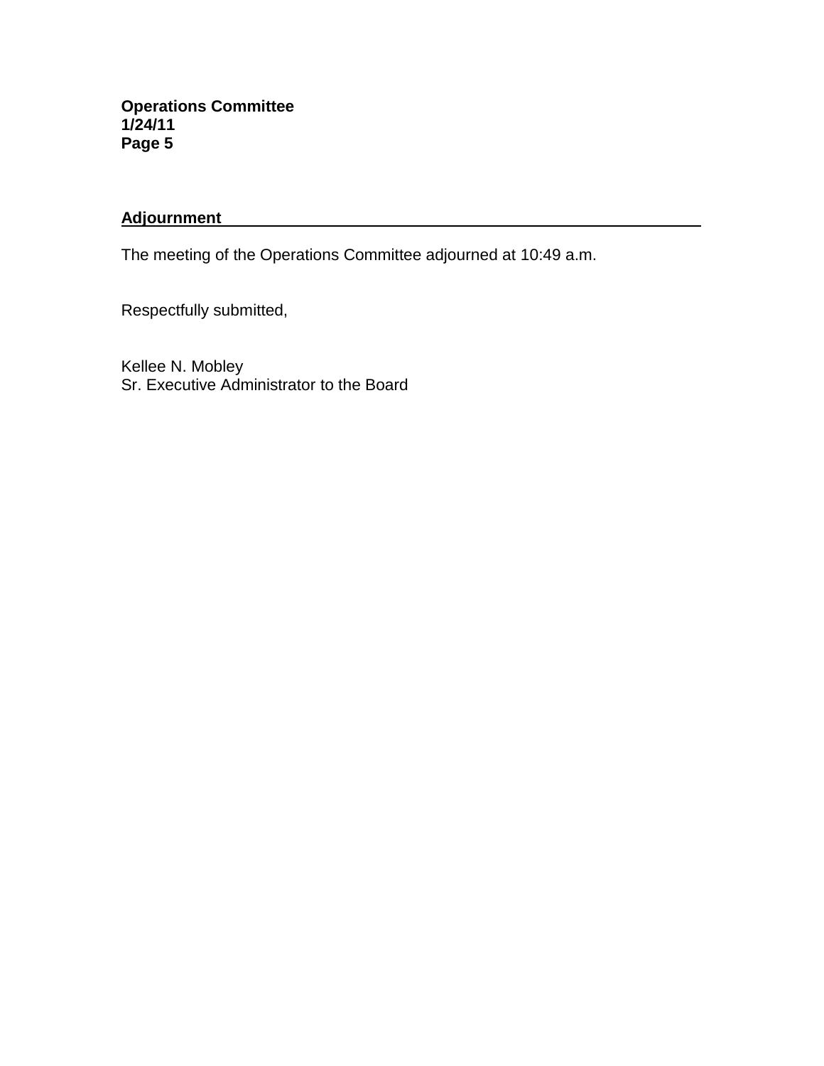## Adjournment

The meeting of the Operations Committee adjourned at 10:49 a.m.

Respectfully submitted,

Kellee N. Mobley
Sr. Executive Administrator to the Board